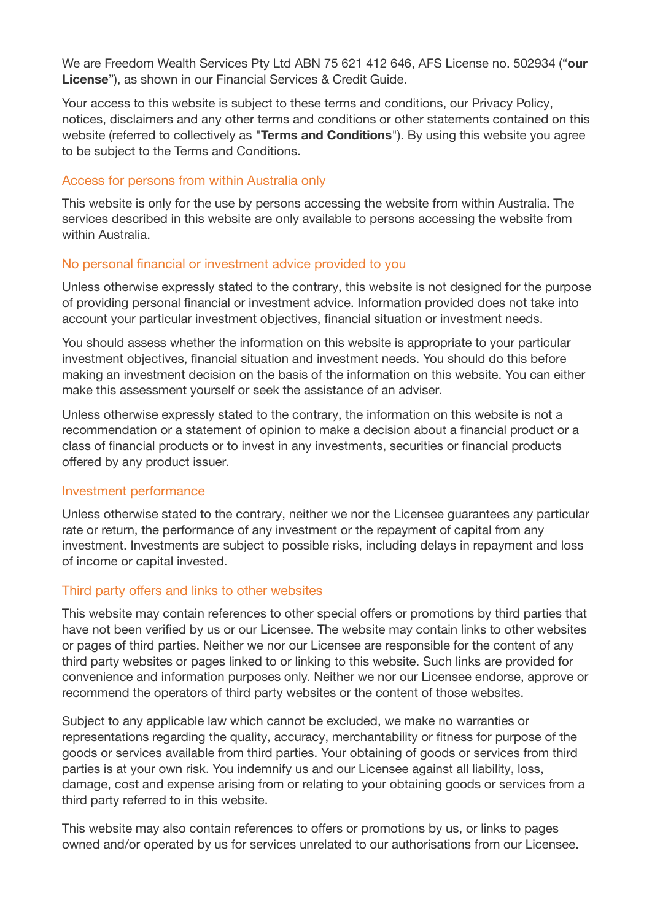We are Freedom Wealth Services Pty Ltd ABN 75 621 412 646, AFS License no. 502934 ("**our License**"), as shown in our Financial Services & Credit Guide.

Your access to this website is subject to these terms and conditions, our Privacy Policy, notices, disclaimers and any other terms and conditions or other statements contained on this website (referred to collectively as "**Terms and Conditions**"). By using this website you agree to be subject to the Terms and Conditions.

## Access for persons from within Australia only

This website is only for the use by persons accessing the website from within Australia. The services described in this website are only available to persons accessing the website from within Australia.

## No personal financial or investment advice provided to you

Unless otherwise expressly stated to the contrary, this website is not designed for the purpose of providing personal financial or investment advice. Information provided does not take into account your particular investment objectives, financial situation or investment needs.

You should assess whether the information on this website is appropriate to your particular investment objectives, financial situation and investment needs. You should do this before making an investment decision on the basis of the information on this website. You can either make this assessment yourself or seek the assistance of an adviser.

Unless otherwise expressly stated to the contrary, the information on this website is not a recommendation or a statement of opinion to make a decision about a financial product or a class of financial products or to invest in any investments, securities or financial products offered by any product issuer.

## Investment performance

Unless otherwise stated to the contrary, neither we nor the Licensee guarantees any particular rate or return, the performance of any investment or the repayment of capital from any investment. Investments are subject to possible risks, including delays in repayment and loss of income or capital invested.

## Third party offers and links to other websites

This website may contain references to other special offers or promotions by third parties that have not been verified by us or our Licensee. The website may contain links to other websites or pages of third parties. Neither we nor our Licensee are responsible for the content of any third party websites or pages linked to or linking to this website. Such links are provided for convenience and information purposes only. Neither we nor our Licensee endorse, approve or recommend the operators of third party websites or the content of those websites.

Subject to any applicable law which cannot be excluded, we make no warranties or representations regarding the quality, accuracy, merchantability or fitness for purpose of the goods or services available from third parties. Your obtaining of goods or services from third parties is at your own risk. You indemnify us and our Licensee against all liability, loss, damage, cost and expense arising from or relating to your obtaining goods or services from a third party referred to in this website.

This website may also contain references to offers or promotions by us, or links to pages owned and/or operated by us for services unrelated to our authorisations from our Licensee.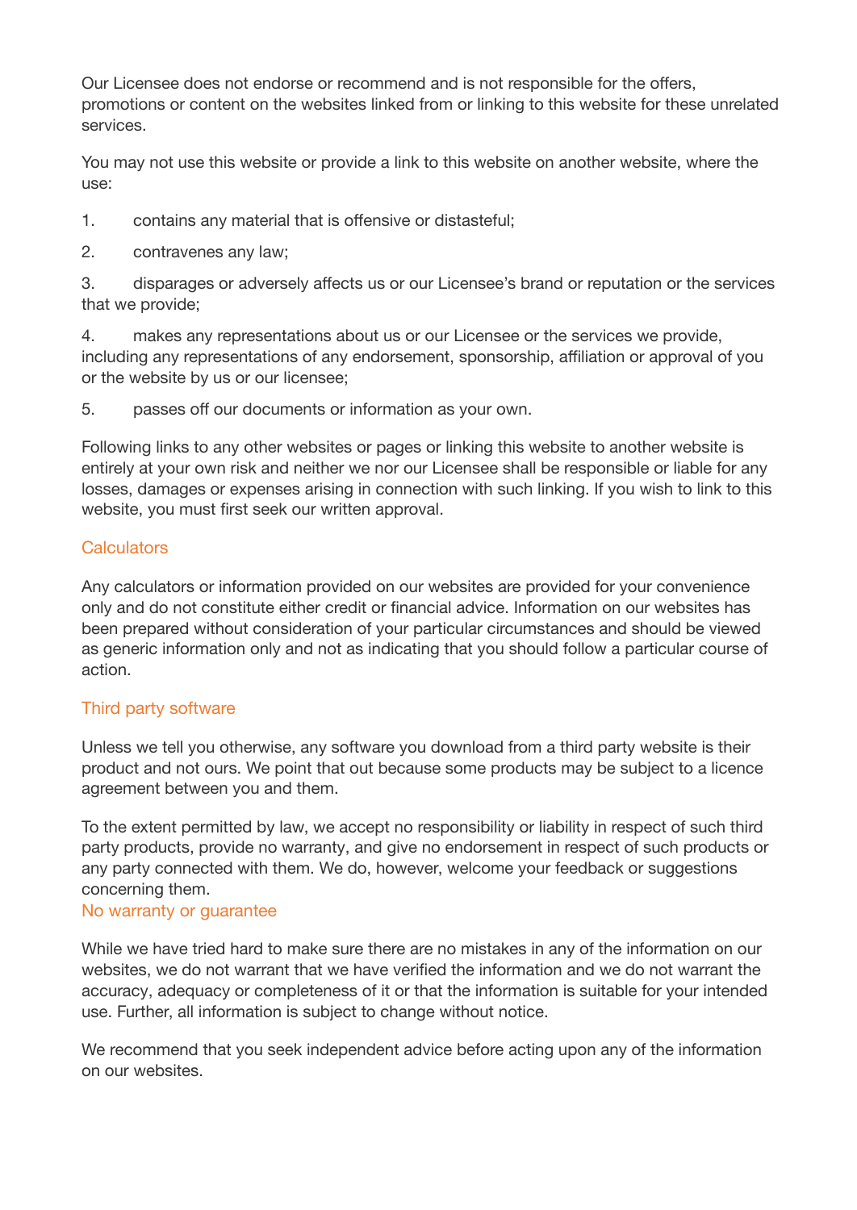Our Licensee does not endorse or recommend and is not responsible for the offers, promotions or content on the websites linked from or linking to this website for these unrelated services.

You may not use this website or provide a link to this website on another website, where the use:

1. contains any material that is offensive or distasteful;
2. contravenes any law;
3. disparages or adversely affects us or our Licensee's brand or reputation or the services that we provide;
4. makes any representations about us or our Licensee or the services we provide, including any representations of any endorsement, sponsorship, affiliation or approval of you or the website by us or our licensee;
5. passes off our documents or information as your own.

Following links to any other websites or pages or linking this website to another website is entirely at your own risk and neither we nor our Licensee shall be responsible or liable for any losses, damages or expenses arising in connection with such linking. If you wish to link to this website, you must first seek our written approval.

## Calculators

Any calculators or information provided on our websites are provided for your convenience only and do not constitute either credit or financial advice. Information on our websites has been prepared without consideration of your particular circumstances and should be viewed as generic information only and not as indicating that you should follow a particular course of action.

## Third party software

Unless we tell you otherwise, any software you download from a third party website is their product and not ours. We point that out because some products may be subject to a licence agreement between you and them.

To the extent permitted by law, we accept no responsibility or liability in respect of such third party products, provide no warranty, and give no endorsement in respect of such products or any party connected with them. We do, however, welcome your feedback or suggestions concerning them.

## No warranty or guarantee

While we have tried hard to make sure there are no mistakes in any of the information on our websites, we do not warrant that we have verified the information and we do not warrant the accuracy, adequacy or completeness of it or that the information is suitable for your intended use. Further, all information is subject to change without notice.

We recommend that you seek independent advice before acting upon any of the information on our websites.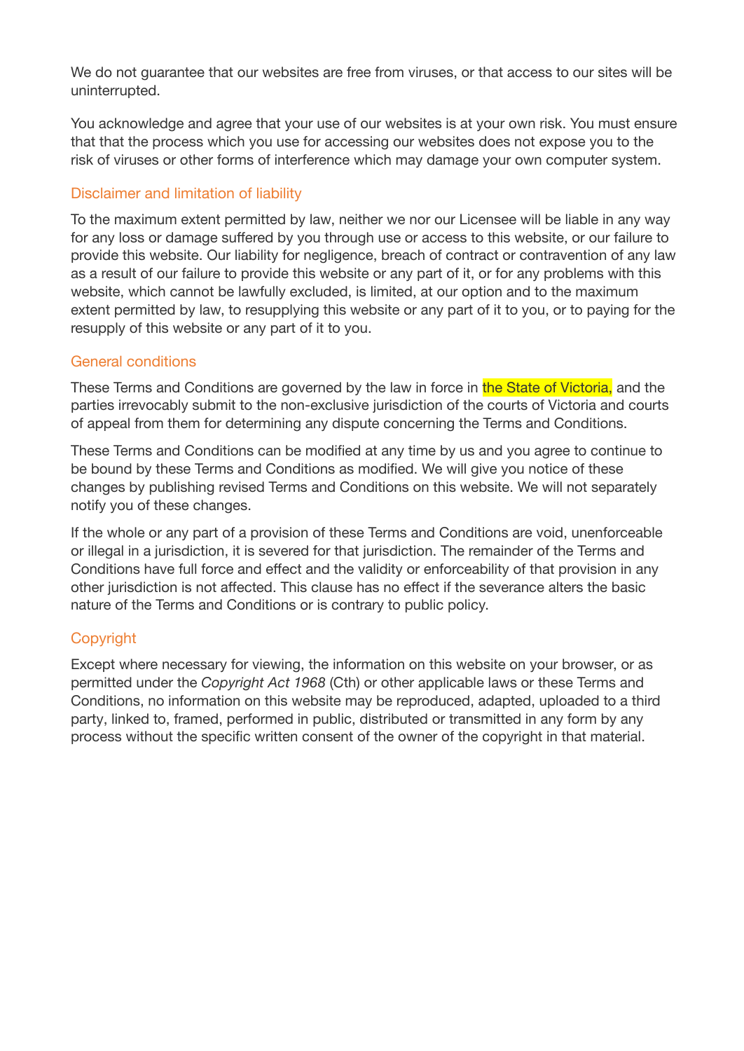We do not guarantee that our websites are free from viruses, or that access to our sites will be uninterrupted.

You acknowledge and agree that your use of our websites is at your own risk. You must ensure that that the process which you use for accessing our websites does not expose you to the risk of viruses or other forms of interference which may damage your own computer system.

## Disclaimer and limitation of liability

To the maximum extent permitted by law, neither we nor our Licensee will be liable in any way for any loss or damage suffered by you through use or access to this website, or our failure to provide this website. Our liability for negligence, breach of contract or contravention of any law as a result of our failure to provide this website or any part of it, or for any problems with this website, which cannot be lawfully excluded, is limited, at our option and to the maximum extent permitted by law, to resupplying this website or any part of it to you, or to paying for the resupply of this website or any part of it to you.

## General conditions

These Terms and Conditions are governed by the law in force in the State of Victoria, and the parties irrevocably submit to the non-exclusive jurisdiction of the courts of Victoria and courts of appeal from them for determining any dispute concerning the Terms and Conditions.

These Terms and Conditions can be modified at any time by us and you agree to continue to be bound by these Terms and Conditions as modified. We will give you notice of these changes by publishing revised Terms and Conditions on this website. We will not separately notify you of these changes.

If the whole or any part of a provision of these Terms and Conditions are void, unenforceable or illegal in a jurisdiction, it is severed for that jurisdiction. The remainder of the Terms and Conditions have full force and effect and the validity or enforceability of that provision in any other jurisdiction is not affected. This clause has no effect if the severance alters the basic nature of the Terms and Conditions or is contrary to public policy.

## Copyright

Except where necessary for viewing, the information on this website on your browser, or as permitted under the *Copyright Act 1968* (Cth) or other applicable laws or these Terms and Conditions, no information on this website may be reproduced, adapted, uploaded to a third party, linked to, framed, performed in public, distributed or transmitted in any form by any process without the specific written consent of the owner of the copyright in that material.